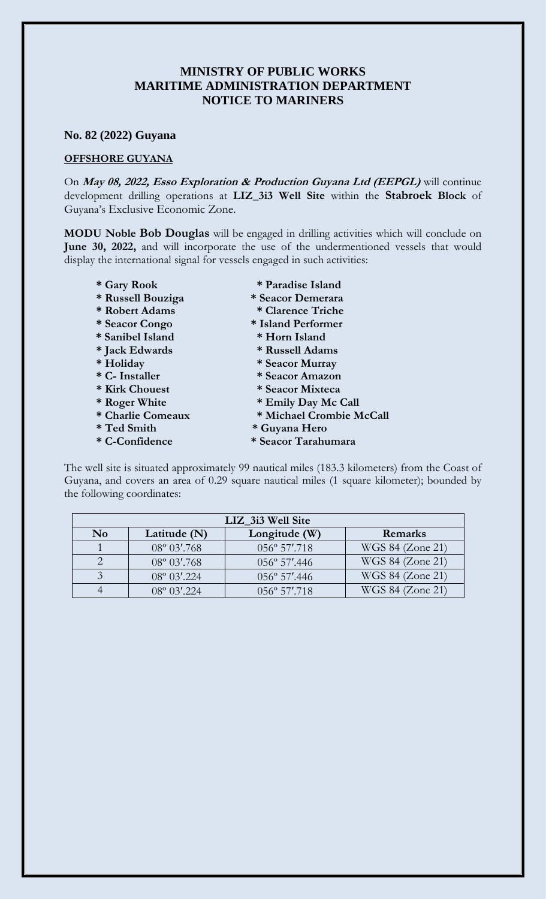# MINISTRY OF PUBLIC WORKS
# MARITIME ADMINISTRATION DEPARTMENT
# NOTICE TO MARINERS

**No. 82 (2022) Guyana**

**OFFSHORE GUYANA**

On ***May 08, 2022, Esso Exploration & Production Guyana Ltd (EEPGL)*** will continue development drilling operations at **LIZ_3i3 Well Site** within the **Stabroek Block** of Guyana's Exclusive Economic Zone.

**MODU Noble Bob Douglas** will be engaged in drilling activities which will conclude on **June 30, 2022,** and will incorporate the use of the undermentioned vessels that would display the international signal for vessels engaged in such activities:

- **Gary Rook**
- **Russell Bouziga**
- **Robert Adams**
- **Seacor Congo**
- **Sanibel Island**
- **Jack Edwards**
- **Holiday**
- **C- Installer**
- **Kirk Chouest**
- **Roger White**
- **Charlie Comeaux**
- **Ted Smith**
- **C-Confidence**
- **Paradise Island**
- **Seacor Demerara**
- **Clarence Triche**
- **Island Performer**
- **Horn Island**
- **Russell Adams**
- **Seacor Murray**
- **Seacor Amazon**
- **Seacor Mixteca**
- **Emily Day Mc Call**
- **Michael Crombie McCall**
- **Guyana Hero**
- **Seacor Tarahumara**

The well site is situated approximately 99 nautical miles (183.3 kilometers) from the Coast of Guyana, and covers an area of 0.29 square nautical miles (1 square kilometer); bounded by the following coordinates:

| LIZ_3i3 Well Site | | | |
|---|---|---|---|
| **No** | **Latitude (N)** | **Longitude (W)** | **Remarks** |
| 1 | 08º 03′.768 | 056º 57′.718 | WGS 84 (Zone 21) |
| 2 | 08º 03′.768 | 056º 57′.446 | WGS 84 (Zone 21) |
| 3 | 08º 03′.224 | 056º 57′.446 | WGS 84 (Zone 21) |
| 4 | 08º 03′.224 | 056º 57′.718 | WGS 84 (Zone 21) |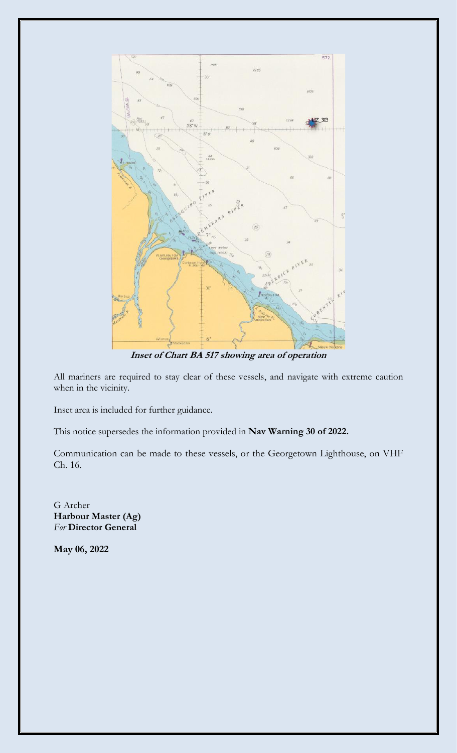**Inset of Chart BA 517 showing area of operation**

All mariners are required to stay clear of these vessels, and navigate with extreme caution when in the vicinity.

Inset area is included for further guidance.

This notice supersedes the information provided in **Nav Warning 30 of 2022.**

Communication can be made to these vessels, or the Georgetown Lighthouse, on VHF Ch. 16.

G Archer
**Harbour Master (Ag)**
*For* **Director General**

**May 06, 2022**